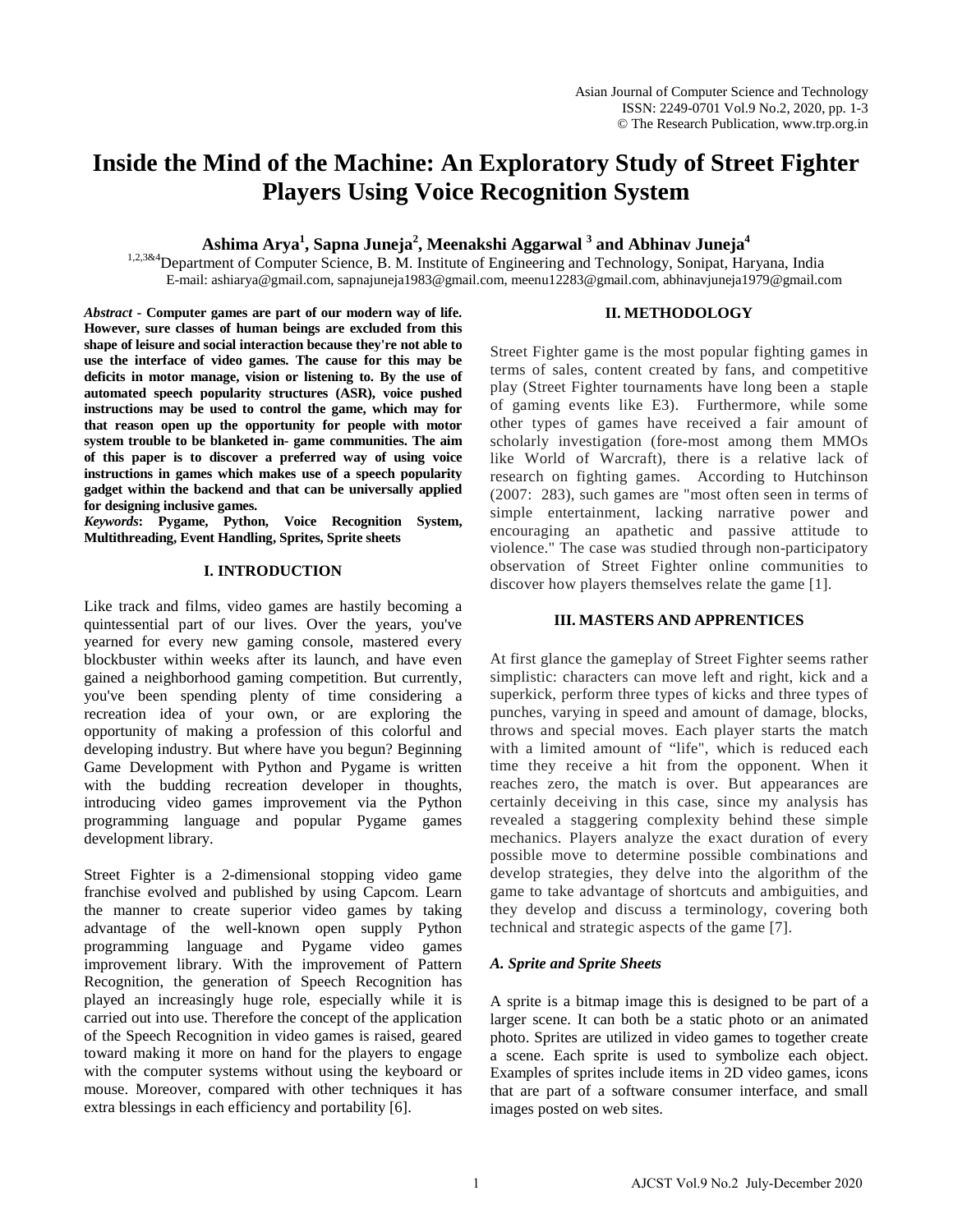# Inside the Mind of the Machine: An Exploratory Study of Street Fighter Players Using Voice Recognition System

**Ashima Arya[1], Sapna Juneja[2], Meenakshi Aggarwal[3] and Abhinav Juneja[4]**

[1,2,3&4]Department of Computer Science, B. M. Institute of Engineering and Technology, Sonipat, Haryana, India
E-mail: ashiarya@gmail.com, sapnajuneja1983@gmail.com, meenu12283@gmail.com, abhinavjuneja1979@gmail.com

***Abstract*** **- Computer games are part of our modern way of life. However, sure classes of human beings are excluded from this shape of leisure and social interaction because they're not able to use the interface of video games. The cause for this may be deficits in motor manage, vision or listening to. By the use of automated speech popularity structures (ASR), voice pushed instructions may be used to control the game, which may for that reason open up the opportunity for people with motor system trouble to be blanketed in- game communities. The aim of this paper is to discover a preferred way of using voice instructions in games which makes use of a speech popularity gadget within the backend and that can be universally applied for designing inclusive games.**

***Keywords*****: Pygame, Python, Voice Recognition System, Multithreading, Event Handling, Sprites, Sprite sheets**

## I. INTRODUCTION

Like track and films, video games are hastily becoming a quintessential part of our lives. Over the years, you've yearned for every new gaming console, mastered every blockbuster within weeks after its launch, and have even gained a neighborhood gaming competition. But currently, you've been spending plenty of time considering a recreation idea of your own, or are exploring the opportunity of making a profession of this colorful and developing industry. But where have you begun? Beginning Game Development with Python and Pygame is written with the budding recreation developer in thoughts, introducing video games improvement via the Python programming language and popular Pygame games development library.

Street Fighter is a 2-dimensional stopping video game franchise evolved and published by using Capcom. Learn the manner to create superior video games by taking advantage of the well-known open supply Python programming language and Pygame video games improvement library. With the improvement of Pattern Recognition, the generation of Speech Recognition has played an increasingly huge role, especially while it is carried out into use. Therefore the concept of the application of the Speech Recognition in video games is raised, geared toward making it more on hand for the players to engage with the computer systems without using the keyboard or mouse. Moreover, compared with other techniques it has extra blessings in each efficiency and portability [6].

## II. METHODOLOGY

Street Fighter game is the most popular fighting games in terms of sales, content created by fans, and competitive play (Street Fighter tournaments have long been a staple of gaming events like E3). Furthermore, while some other types of games have received a fair amount of scholarly investigation (fore-most among them MMOs like World of Warcraft), there is a relative lack of research on fighting games. According to Hutchinson (2007: 283), such games are "most often seen in terms of simple entertainment, lacking narrative power and encouraging an apathetic and passive attitude to violence." The case was studied through non-participatory observation of Street Fighter online communities to discover how players themselves relate the game [1].

## III. MASTERS AND APPRENTICES

At first glance the gameplay of Street Fighter seems rather simplistic: characters can move left and right, kick and a superkick, perform three types of kicks and three types of punches, varying in speed and amount of damage, blocks, throws and special moves. Each player starts the match with a limited amount of "life", which is reduced each time they receive a hit from the opponent. When it reaches zero, the match is over. But appearances are certainly deceiving in this case, since my analysis has revealed a staggering complexity behind these simple mechanics. Players analyze the exact duration of every possible move to determine possible combinations and develop strategies, they delve into the algorithm of the game to take advantage of shortcuts and ambiguities, and they develop and discuss a terminology, covering both technical and strategic aspects of the game [7].

### *A. Sprite and Sprite Sheets*

A sprite is a bitmap image this is designed to be part of a larger scene. It can both be a static photo or an animated photo. Sprites are utilized in video games to together create a scene. Each sprite is used to symbolize each object. Examples of sprites include items in 2D video games, icons that are part of a software consumer interface, and small images posted on web sites.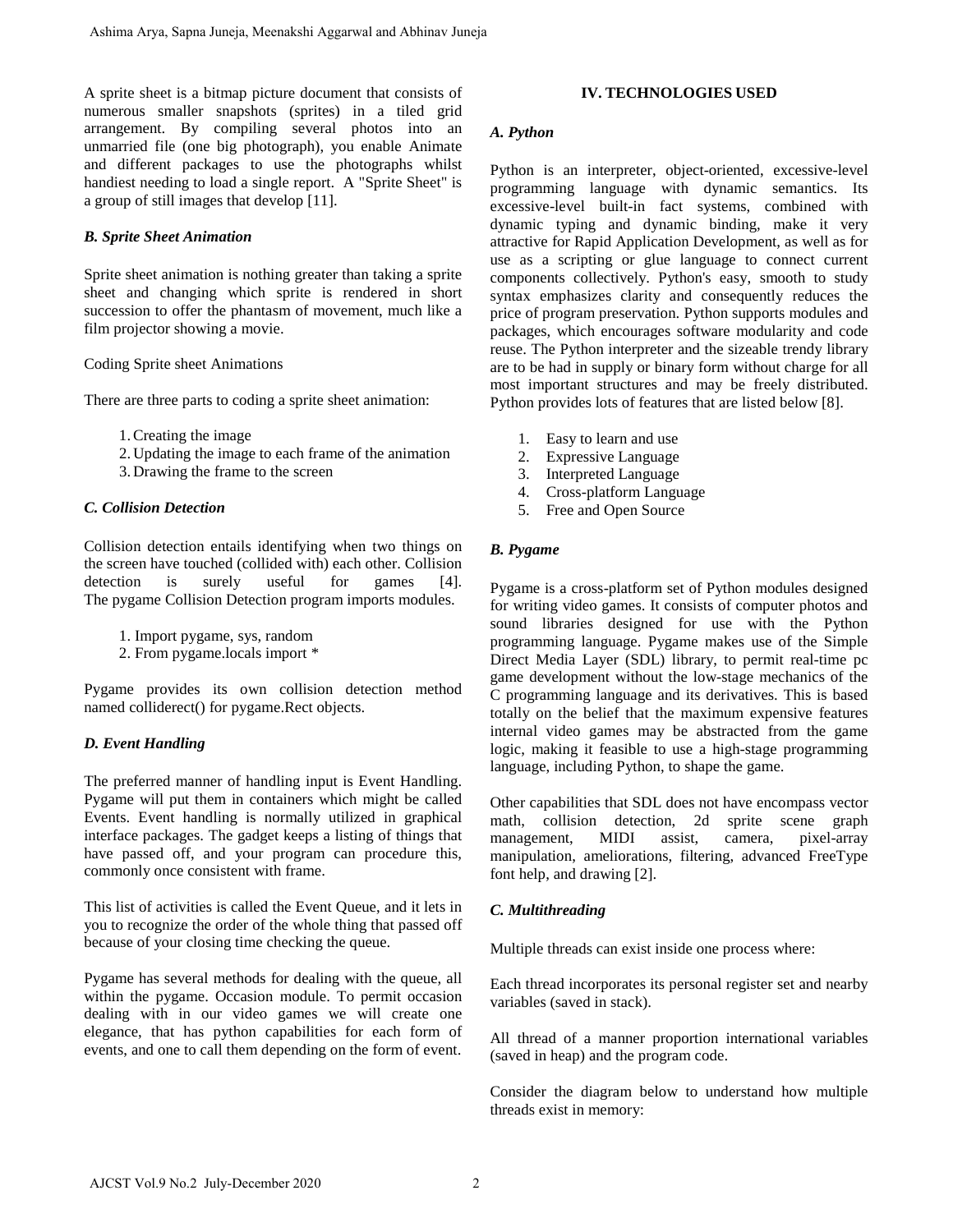A sprite sheet is a bitmap picture document that consists of numerous smaller snapshots (sprites) in a tiled grid arrangement. By compiling several photos into an unmarried file (one big photograph), you enable Animate and different packages to use the photographs whilst handiest needing to load a single report. A "Sprite Sheet" is a group of still images that develop [11].

### *B. Sprite Sheet Animation*

Sprite sheet animation is nothing greater than taking a sprite sheet and changing which sprite is rendered in short succession to offer the phantasm of movement, much like a film projector showing a movie.

Coding Sprite sheet Animations

There are three parts to coding a sprite sheet animation:

1. Creating the image
2. Updating the image to each frame of the animation
3. Drawing the frame to the screen

### *C. Collision Detection*

Collision detection entails identifying when two things on the screen have touched (collided with) each other. Collision detection is surely useful for games [4]. The pygame Collision Detection program imports modules.

1. Import pygame, sys, random
2. From pygame.locals import *

Pygame provides its own collision detection method named colliderect() for pygame.Rect objects.

### *D. Event Handling*

The preferred manner of handling input is Event Handling. Pygame will put them in containers which might be called Events. Event handling is normally utilized in graphical interface packages. The gadget keeps a listing of things that have passed off, and your program can procedure this, commonly once consistent with frame.

This list of activities is called the Event Queue, and it lets in you to recognize the order of the whole thing that passed off because of your closing time checking the queue.

Pygame has several methods for dealing with the queue, all within the pygame. Occasion module. To permit occasion dealing with in our video games we will create one elegance, that has python capabilities for each form of events, and one to call them depending on the form of event.

## IV. TECHNOLOGIES USED

### *A. Python*

Python is an interpreter, object-oriented, excessive-level programming language with dynamic semantics. Its excessive-level built-in fact systems, combined with dynamic typing and dynamic binding, make it very attractive for Rapid Application Development, as well as for use as a scripting or glue language to connect current components collectively. Python's easy, smooth to study syntax emphasizes clarity and consequently reduces the price of program preservation. Python supports modules and packages, which encourages software modularity and code reuse. The Python interpreter and the sizeable trendy library are to be had in supply or binary form without charge for all most important structures and may be freely distributed. Python provides lots of features that are listed below [8].

1. Easy to learn and use
2. Expressive Language
3. Interpreted Language
4. Cross-platform Language
5. Free and Open Source

### *B. Pygame*

Pygame is a cross-platform set of Python modules designed for writing video games. It consists of computer photos and sound libraries designed for use with the Python programming language. Pygame makes use of the Simple Direct Media Layer (SDL) library, to permit real-time pc game development without the low-stage mechanics of the C programming language and its derivatives. This is based totally on the belief that the maximum expensive features internal video games may be abstracted from the game logic, making it feasible to use a high-stage programming language, including Python, to shape the game.

Other capabilities that SDL does not have encompass vector math, collision detection, 2d sprite scene graph management, MIDI assist, camera, pixel-array manipulation, ameliorations, filtering, advanced FreeType font help, and drawing [2].

### *C. Multithreading*

Multiple threads can exist inside one process where:

Each thread incorporates its personal register set and nearby variables (saved in stack).

All thread of a manner proportion international variables (saved in heap) and the program code.

Consider the diagram below to understand how multiple threads exist in memory: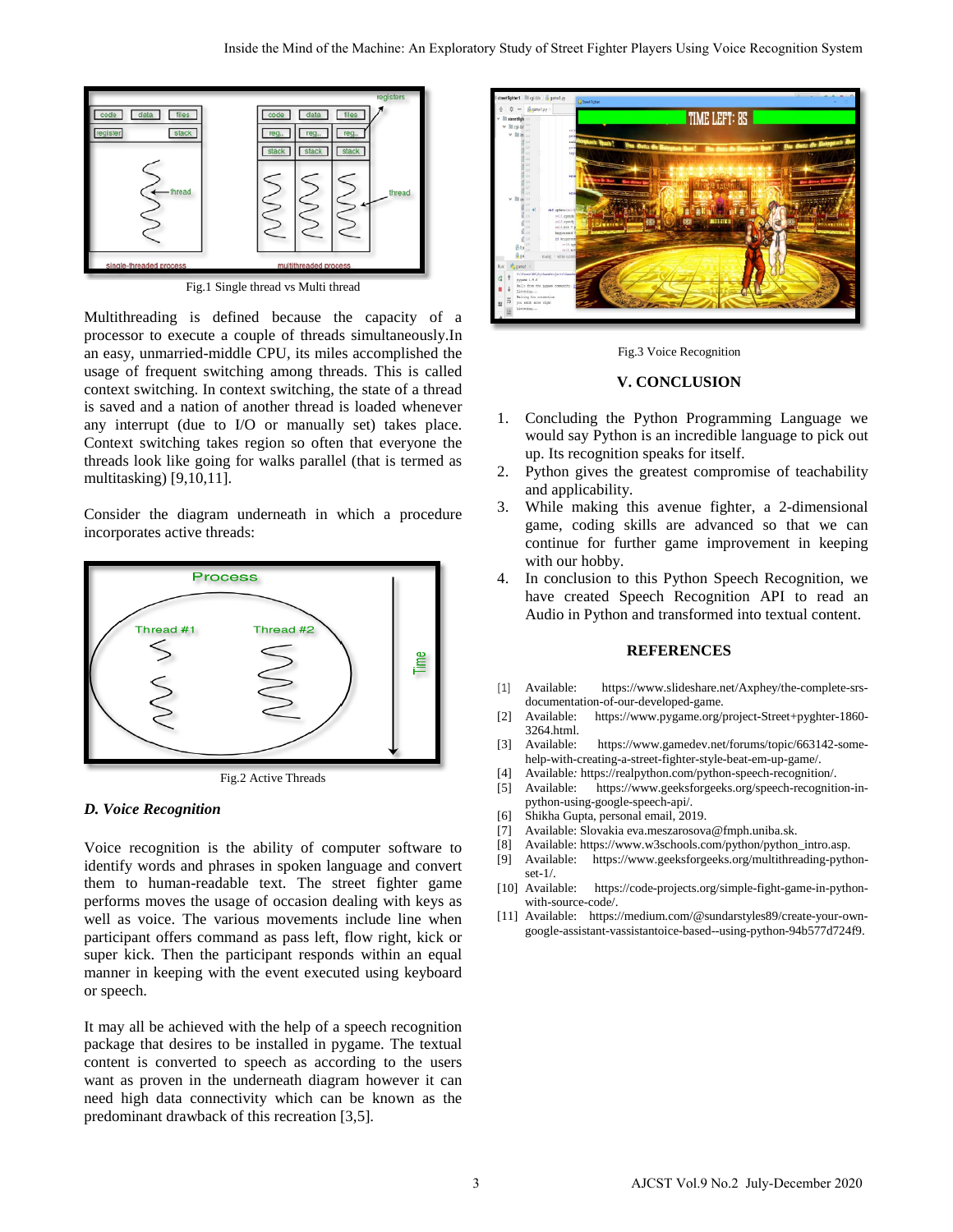Fig.1 Single thread vs Multi thread

Multithreading is defined because the capacity of a processor to execute a couple of threads simultaneously.In an easy, unmarried-middle CPU, its miles accomplished the usage of frequent switching among threads. This is called context switching. In context switching, the state of a thread is saved and a nation of another thread is loaded whenever any interrupt (due to I/O or manually set) takes place. Context switching takes region so often that everyone the threads look like going for walks parallel (that is termed as multitasking) [9,10,11].

Consider the diagram underneath in which a procedure incorporates active threads:

Fig.2 Active Threads

### D. Voice Recognition

Voice recognition is the ability of computer software to identify words and phrases in spoken language and convert them to human-readable text. The street fighter game performs moves the usage of occasion dealing with keys as well as voice. The various movements include line when participant offers command as pass left, flow right, kick or super kick. Then the participant responds within an equal manner in keeping with the event executed using keyboard or speech.

It may all be achieved with the help of a speech recognition package that desires to be installed in pygame. The textual content is converted to speech as according to the users want as proven in the underneath diagram however it can need high data connectivity which can be known as the predominant drawback of this recreation [3,5].

Fig.3 Voice Recognition

## V. CONCLUSION

1. Concluding the Python Programming Language we would say Python is an incredible language to pick out up. Its recognition speaks for itself.
2. Python gives the greatest compromise of teachability and applicability.
3. While making this avenue fighter, a 2-dimensional game, coding skills are advanced so that we can continue for further game improvement in keeping with our hobby.
4. In conclusion to this Python Speech Recognition, we have created Speech Recognition API to read an Audio in Python and transformed into textual content.

## REFERENCES

[1] Available: https://www.slideshare.net/Axphey/the-complete-srs-documentation-of-our-developed-game.

[2] Available: https://www.pygame.org/project-Street+pyghter-1860-3264.html.

[3] Available: https://www.gamedev.net/forums/topic/663142-some-help-with-creating-a-street-fighter-style-beat-em-up-game/.

[4] Available: https://realpython.com/python-speech-recognition/.

[5] Available: https://www.geeksforgeeks.org/speech-recognition-in-python-using-google-speech-api/.

[6] Shikha Gupta, personal email, 2019.

[7] Available: Slovakia eva.meszarosova@fmph.uniba.sk.

[8] Available: https://www.w3schools.com/python/python_intro.asp.

[9] Available: https://www.geeksforgeeks.org/multithreading-python-set-1/.

[10] Available: https://code-projects.org/simple-fight-game-in-python-with-source-code/.

[11] Available: https://medium.com/@sundarstyles89/create-your-own-google-assistant-vassistantoice-based--using-python-94b577d724f9.